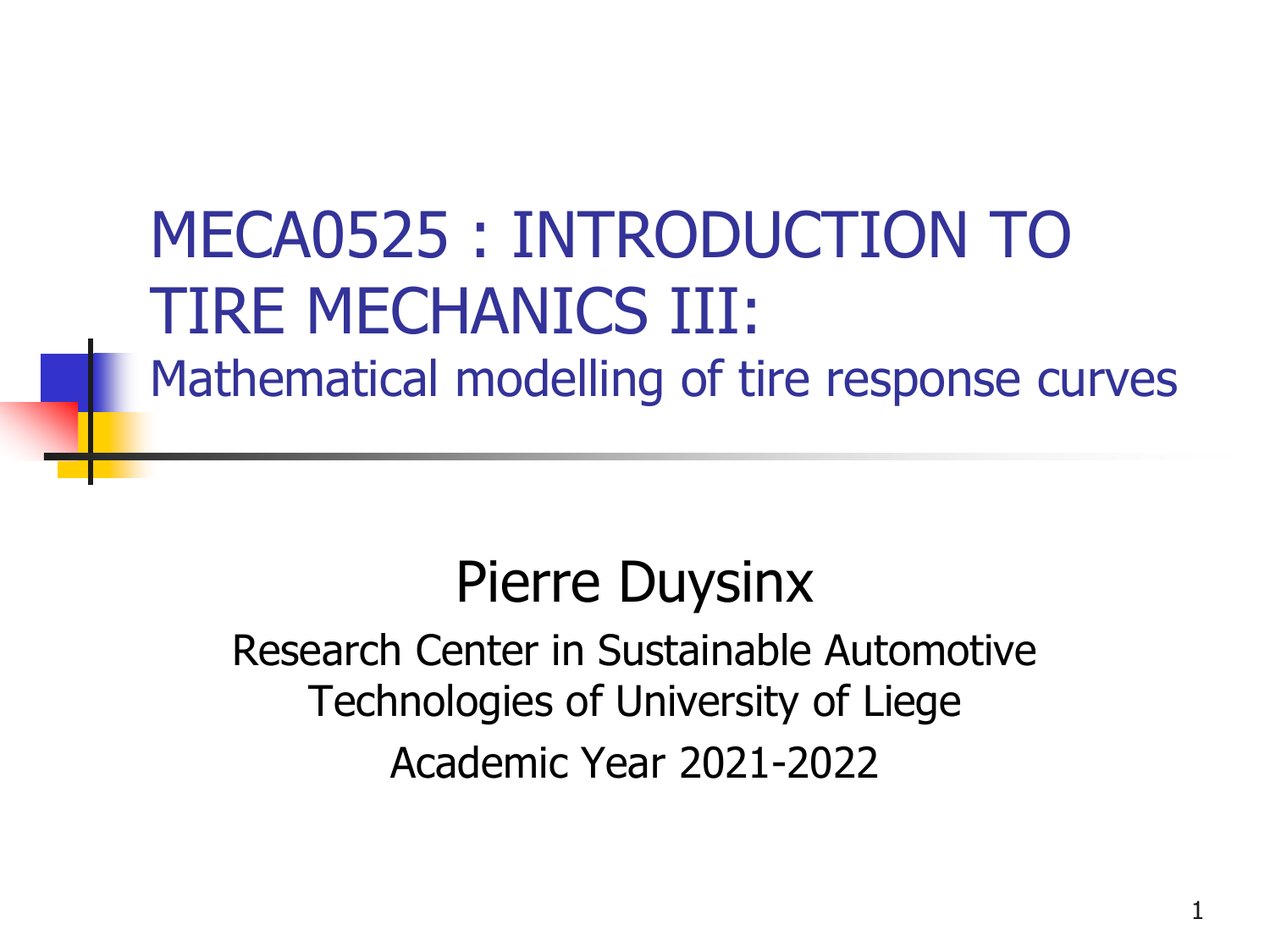# MECA0525 : INTRODUCTION TO TIRE MECHANICS III:

## Mathematical modelling of tire response curves

Pierre Duysinx

Research Center in Sustainable Automotive Technologies of University of Liege

Academic Year 2021-2022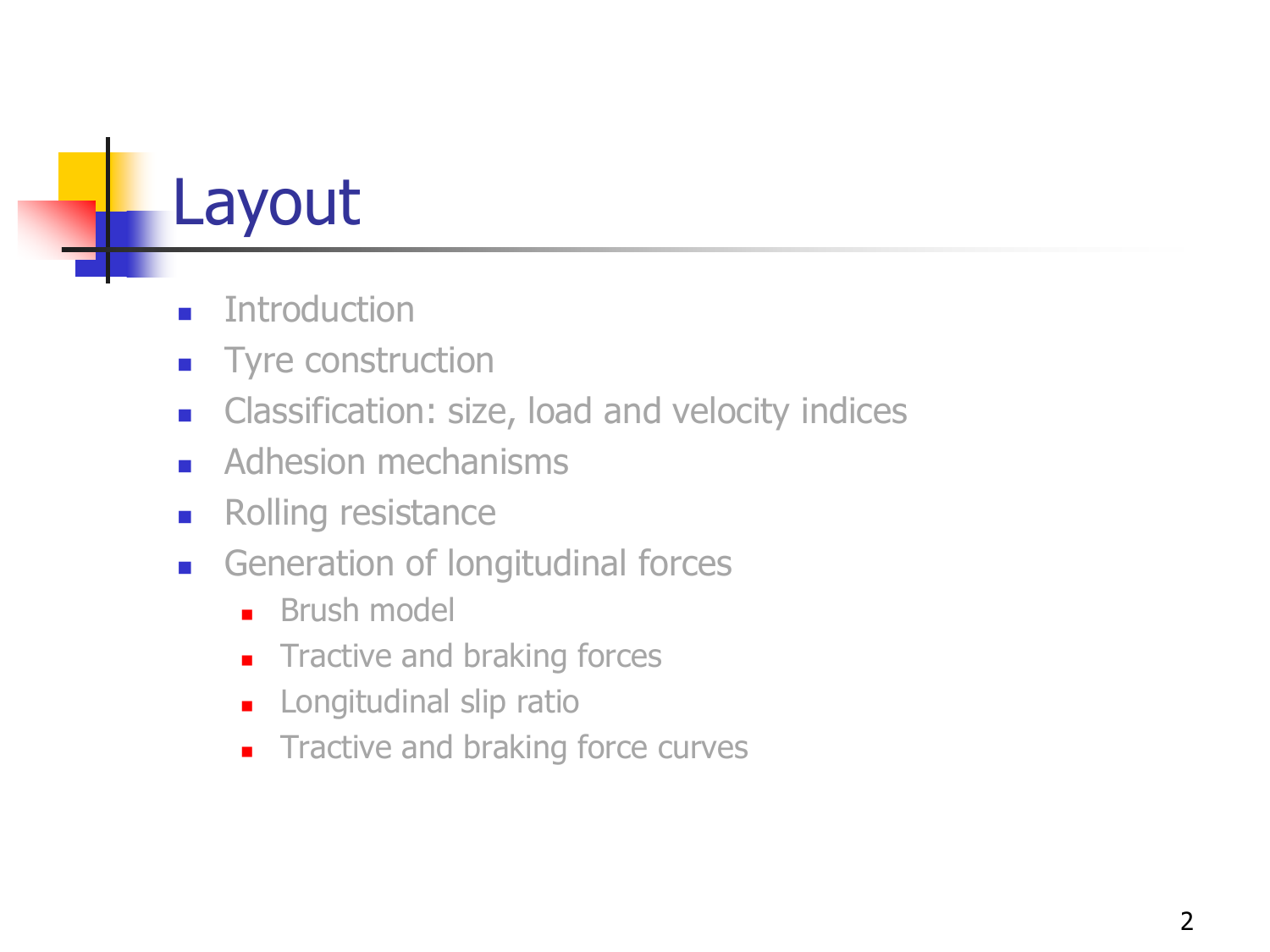# Layout

- Introduction
- Tyre construction
- Classification: size, load and velocity indices
- Adhesion mechanisms
- Rolling resistance
- Generation of longitudinal forces
  - Brush model
  - Tractive and braking forces
  - Longitudinal slip ratio
  - Tractive and braking force curves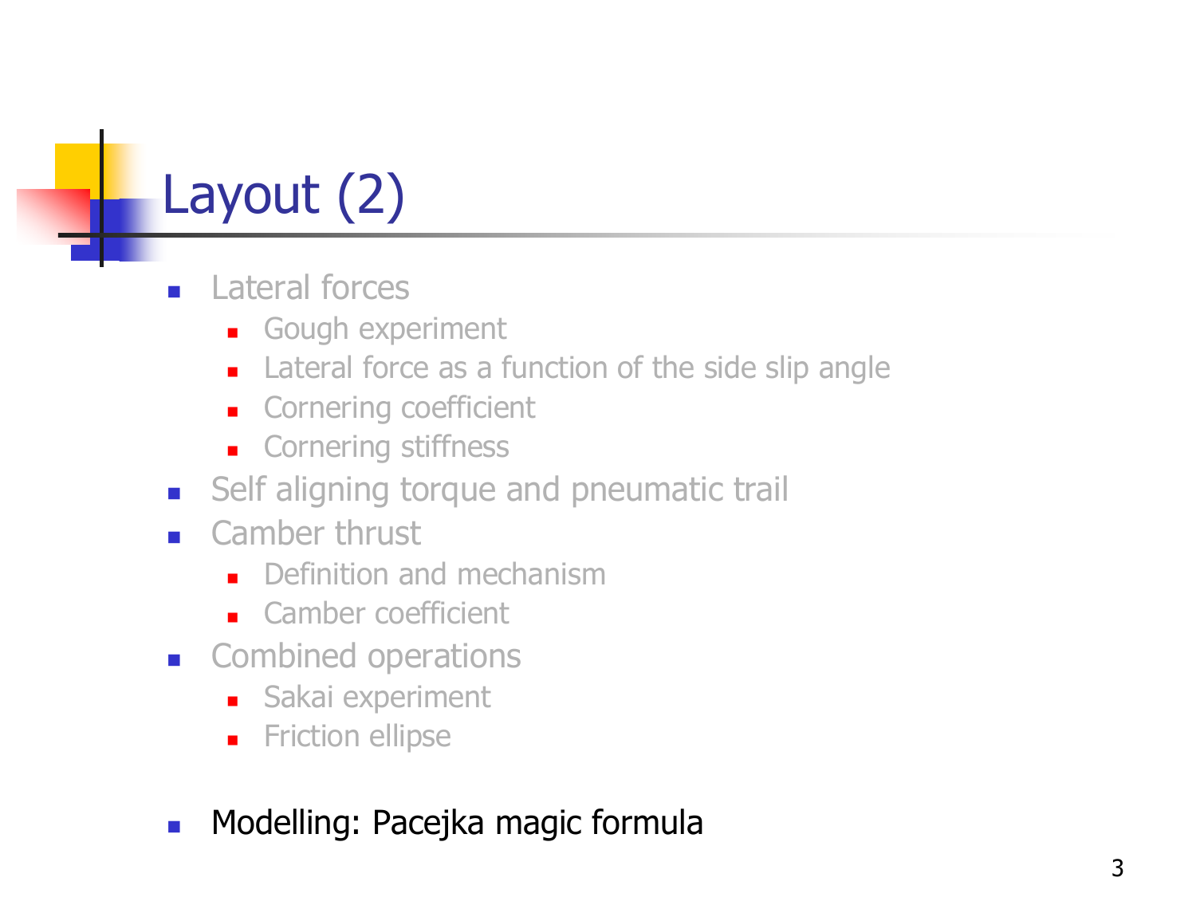# Layout (2)

- Lateral forces
  - Gough experiment
  - Lateral force as a function of the side slip angle
  - Cornering coefficient
  - Cornering stiffness
- Self aligning torque and pneumatic trail
- Camber thrust
  - Definition and mechanism
  - Camber coefficient
- Combined operations
  - Sakai experiment
  - Friction ellipse

- Modelling: Pacejka magic formula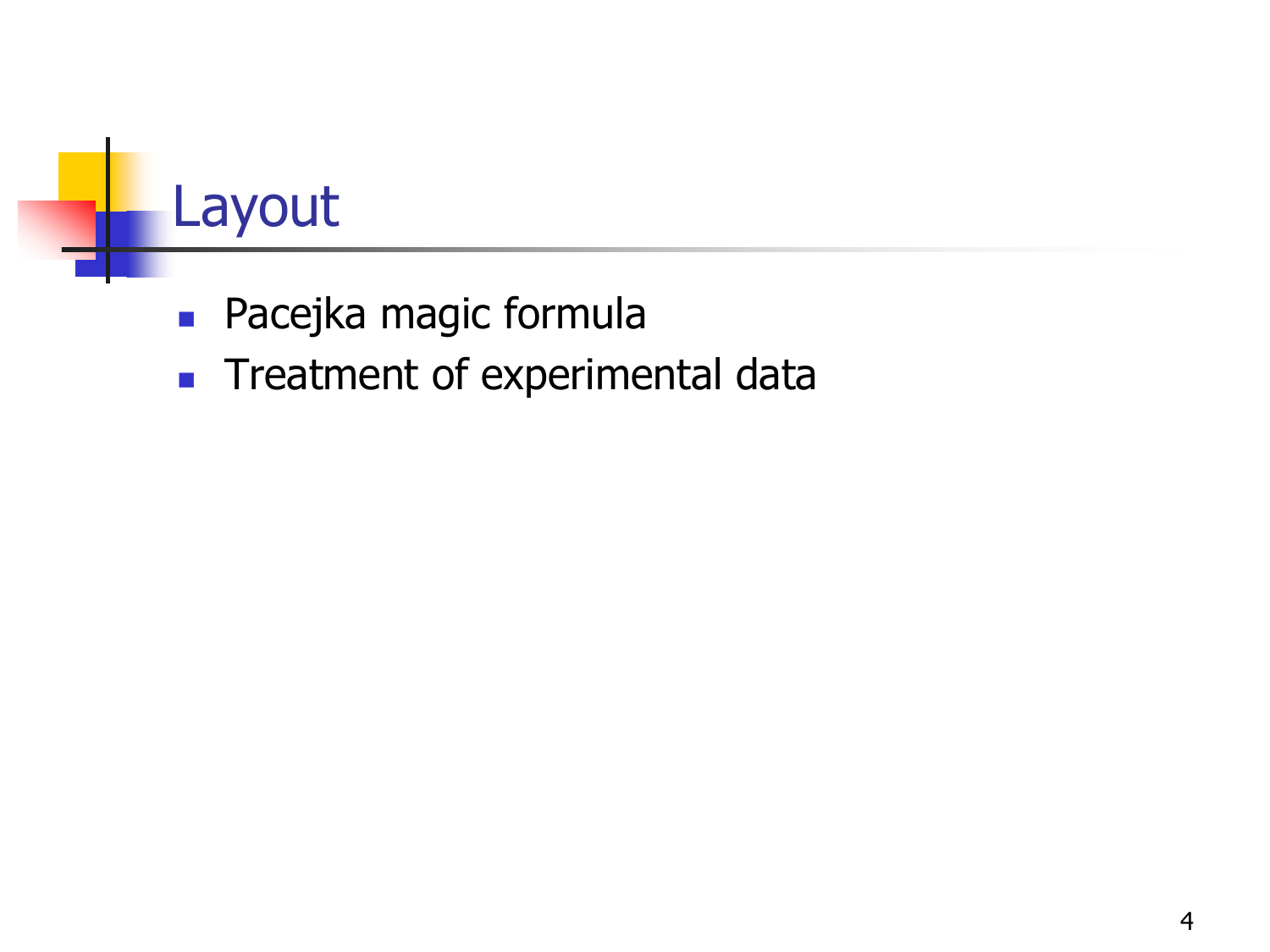# Layout

- Pacejka magic formula
- Treatment of experimental data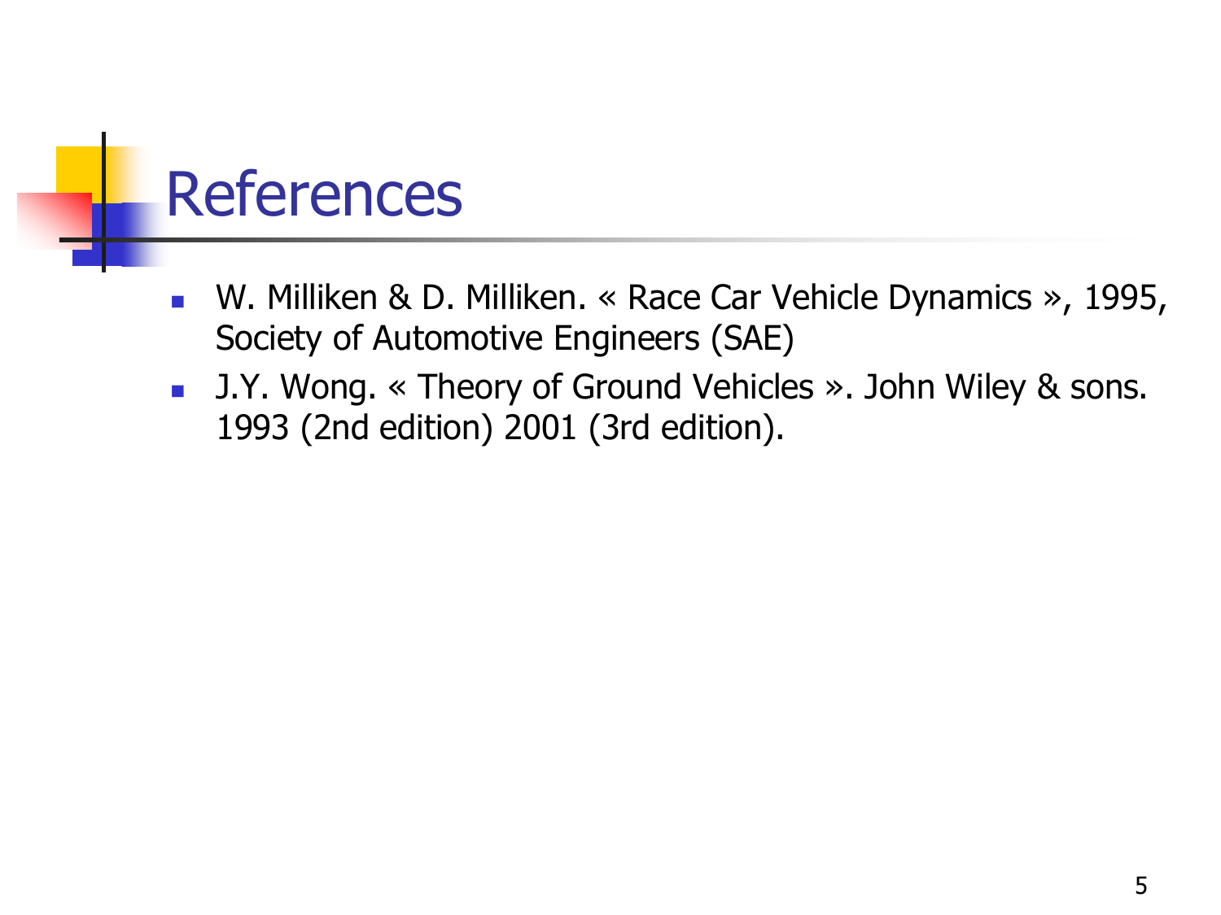# References

- W. Milliken & D. Milliken. « Race Car Vehicle Dynamics », 1995, Society of Automotive Engineers (SAE)
- J.Y. Wong. « Theory of Ground Vehicles ». John Wiley & sons. 1993 (2nd edition) 2001 (3rd edition).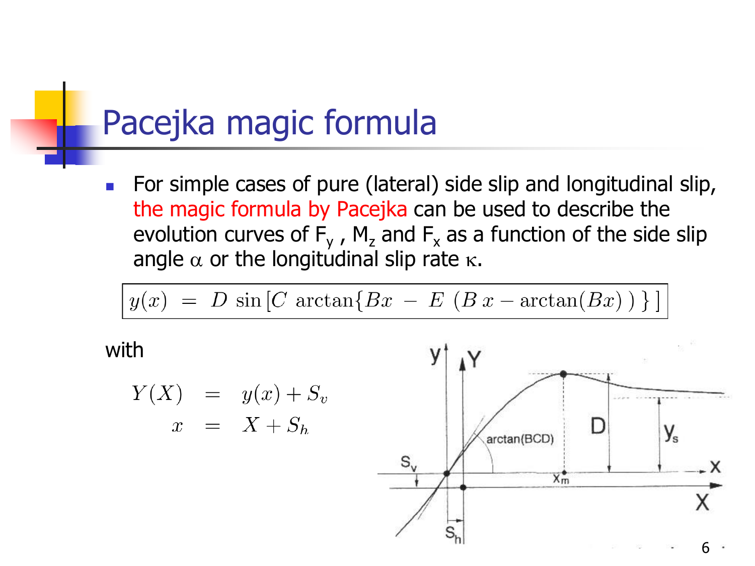# Pacejka magic formula

- For simple cases of pure (lateral) side slip and longitudinal slip, the magic formula by Pacejka can be used to describe the evolution curves of $F_y$ , $M_z$ and $F_x$ as a function of the side slip angle $\alpha$ or the longitudinal slip rate $\kappa$.

$$y(x) = D \sin\left[C \arctan\{Bx - E\ (B\,x - \arctan(Bx)\,)\,\}\right]$$

with

$$\begin{aligned} Y(X) &= y(x) + S_v \\ x &= X + S_h \end{aligned}$$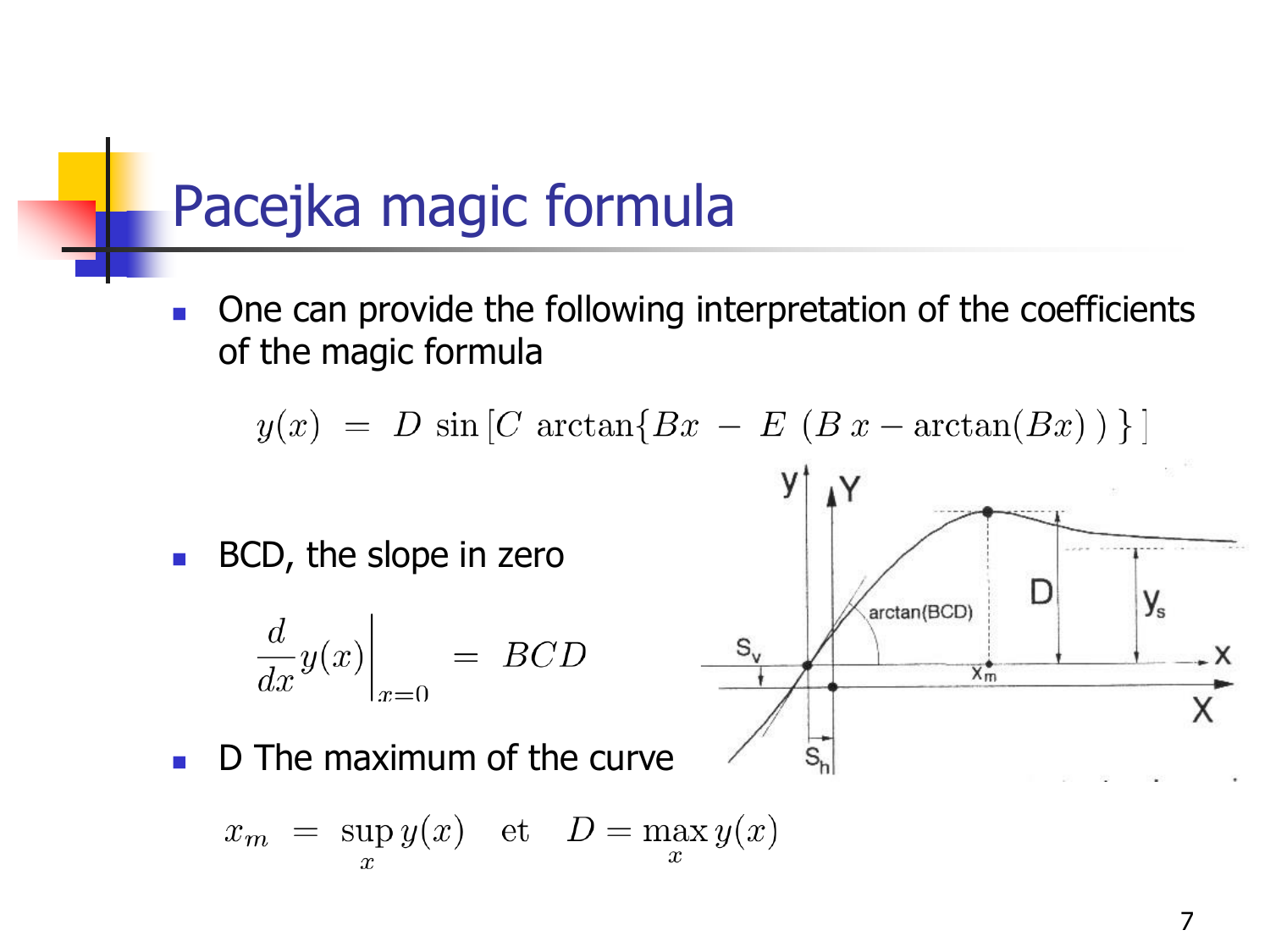# Pacejka magic formula

- One can provide the following interpretation of the coefficients of the magic formula

$$y(x) = D \sin\left[C \arctan\{Bx - E\ (B\,x - \arctan(Bx)\,)\,\}\right]$$

- BCD, the slope in zero

$$\left.\frac{d}{dx} y(x)\right|_{x=0} = BCD$$

- D The maximum of the curve

$$x_m = \sup_x y(x) \quad \text{et} \quad D = \max_x y(x)$$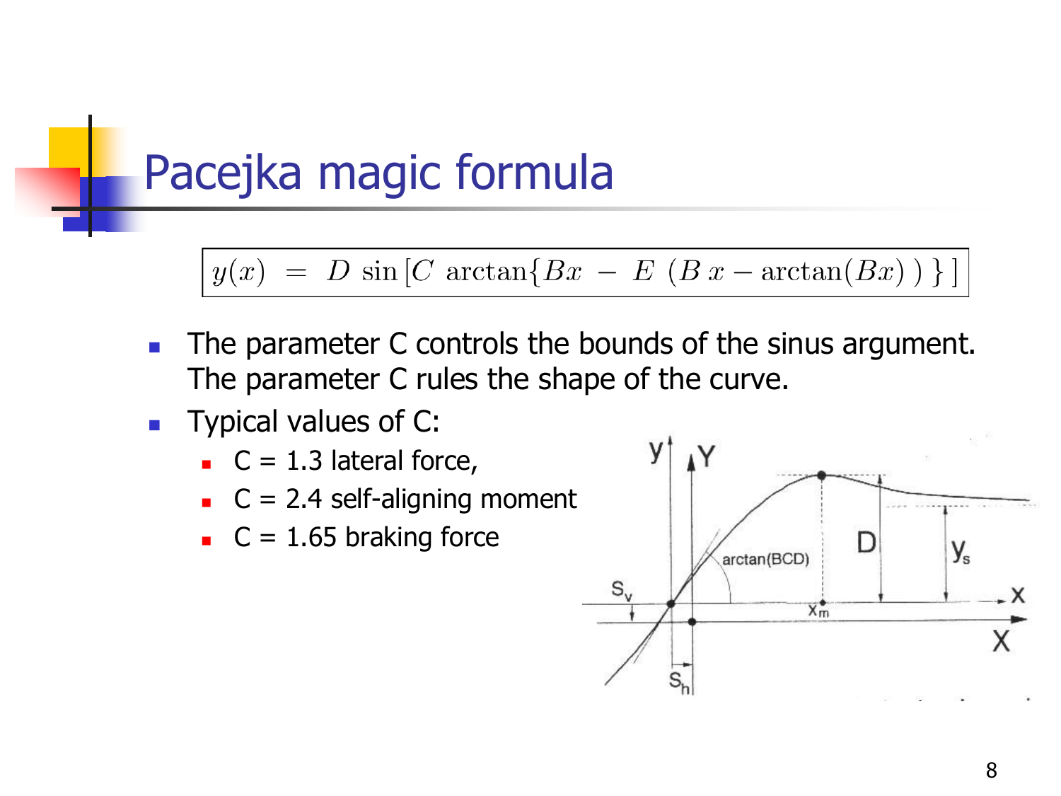# Pacejka magic formula

$$y(x) = D \sin\left[C \arctan\{Bx - E\,(B\,x - \arctan(Bx))\}\right]$$

- The parameter C controls the bounds of the sinus argument. The parameter C rules the shape of the curve.
- Typical values of C:
  - C = 1.3 lateral force,
  - C = 2.4 self-aligning moment
  - C = 1.65 braking force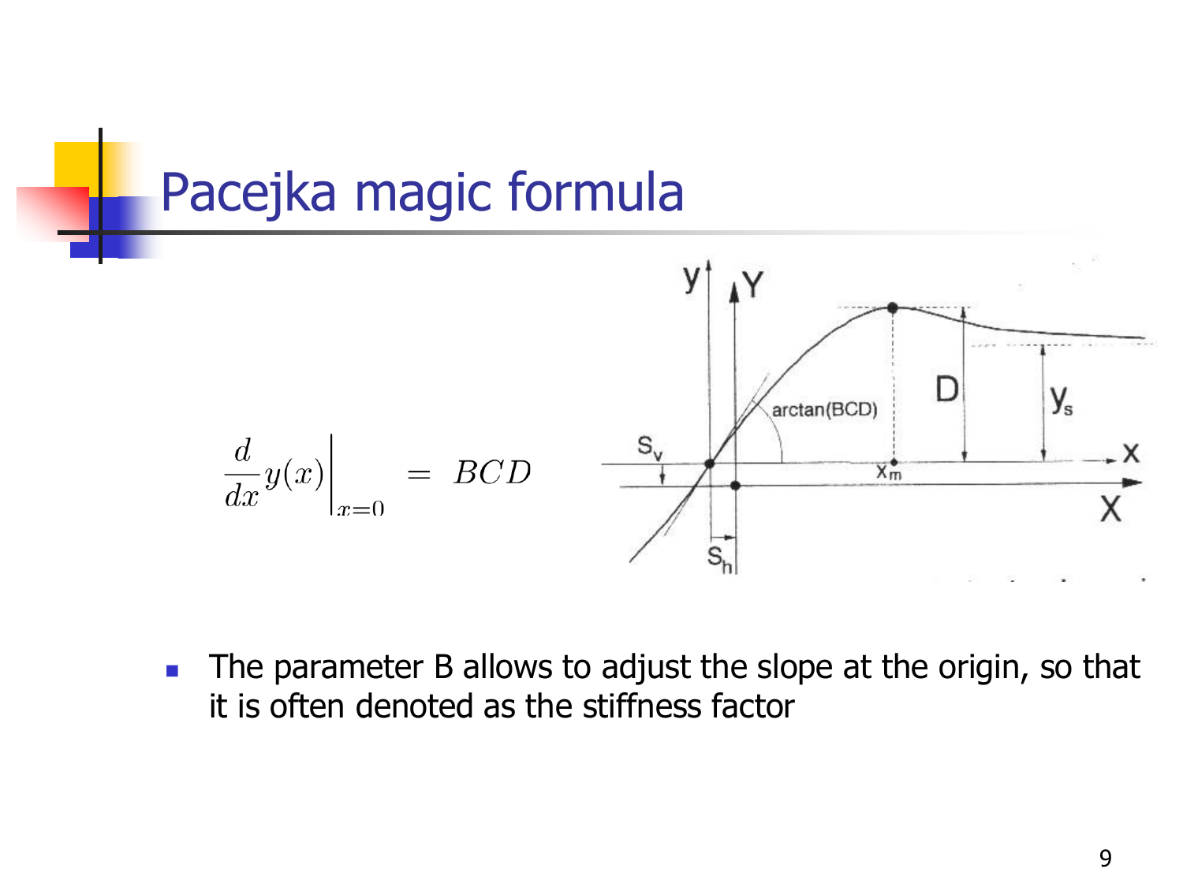# Pacejka magic formula

$$\frac{d}{dx}y(x)\bigg|_{x=0} = BCD$$

- The parameter B allows to adjust the slope at the origin, so that it is often denoted as the stiffness factor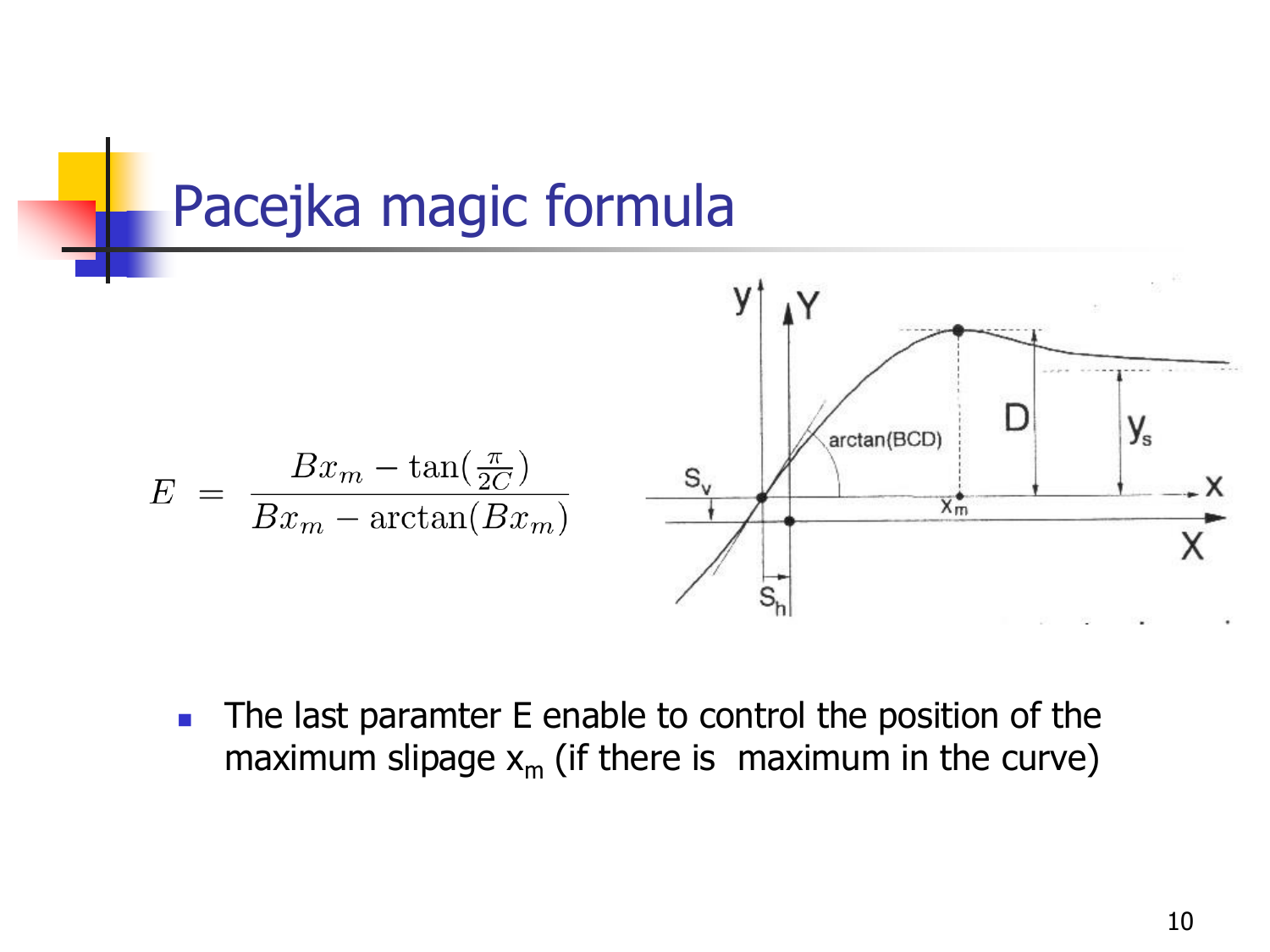# Pacejka magic formula

$$E = \frac{Bx_m - \tan(\frac{\pi}{2C})}{Bx_m - \arctan(Bx_m)}$$

- The last paramter E enable to control the position of the maximum slipage $x_m$ (if there is maximum in the curve)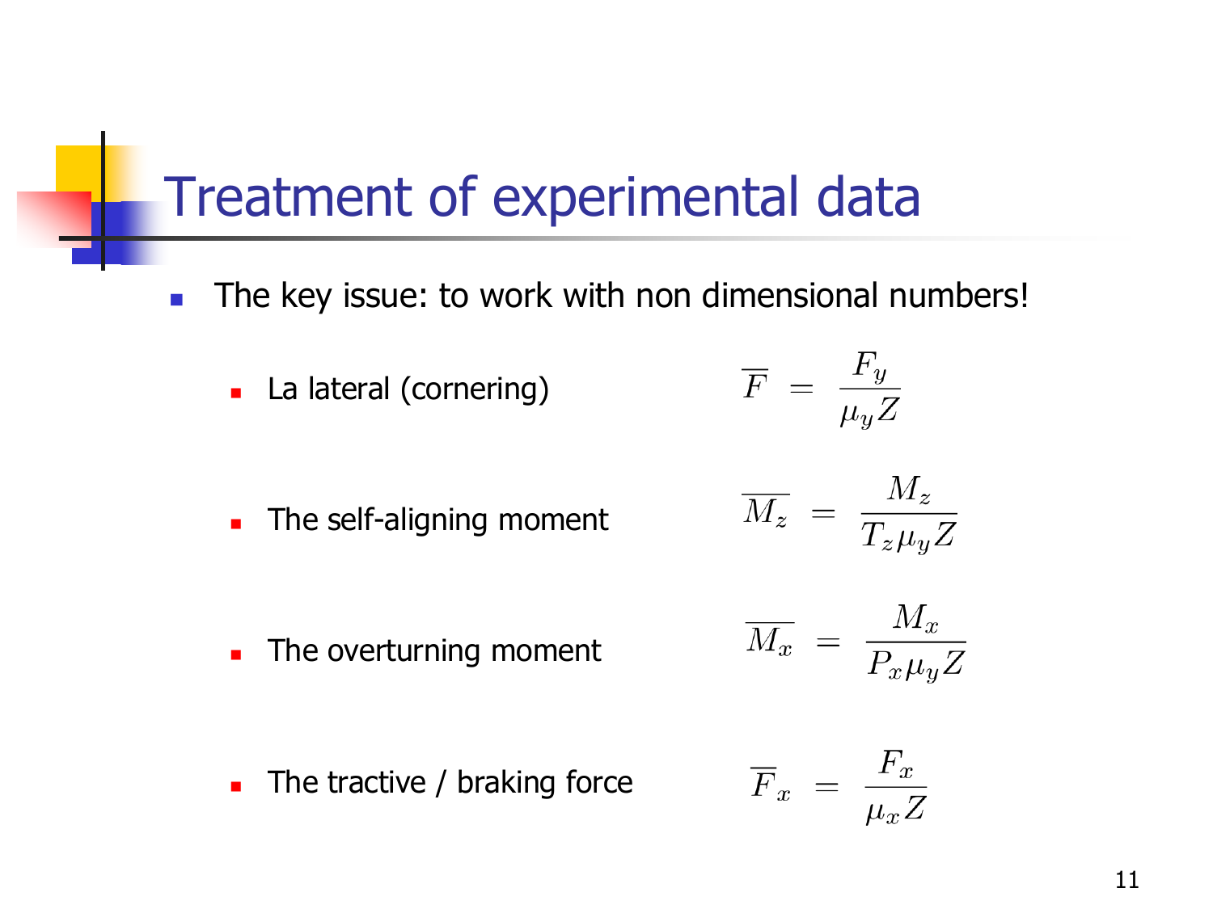# Treatment of experimental data

- The key issue: to work with non dimensional numbers!
  - La lateral (cornering)
    $$\overline{F} = \frac{F_y}{\mu_y Z}$$
  - The self-aligning moment
    $$\overline{M_z} = \frac{M_z}{T_z \mu_y Z}$$
  - The overturning moment
    $$\overline{M_x} = \frac{M_x}{P_x \mu_y Z}$$
  - The tractive / braking force
    $$\overline{F}_x = \frac{F_x}{\mu_x Z}$$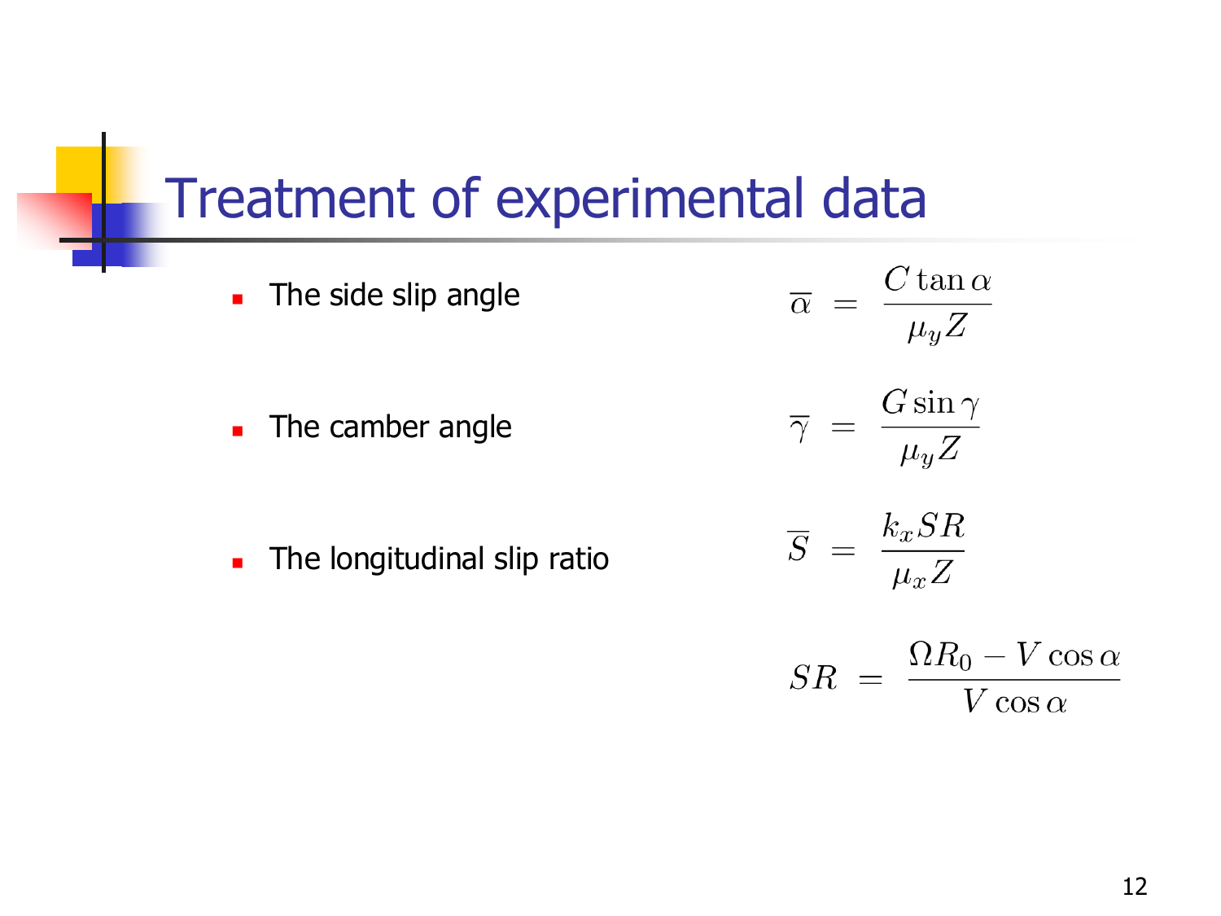# Treatment of experimental data

- The side slip angle

$$\overline{\alpha} = \frac{C \tan \alpha}{\mu_y Z}$$

- The camber angle

$$\overline{\gamma} = \frac{G \sin \gamma}{\mu_y Z}$$

- The longitudinal slip ratio

$$\overline{S} = \frac{k_x SR}{\mu_x Z}$$

$$SR = \frac{\Omega R_0 - V \cos \alpha}{V \cos \alpha}$$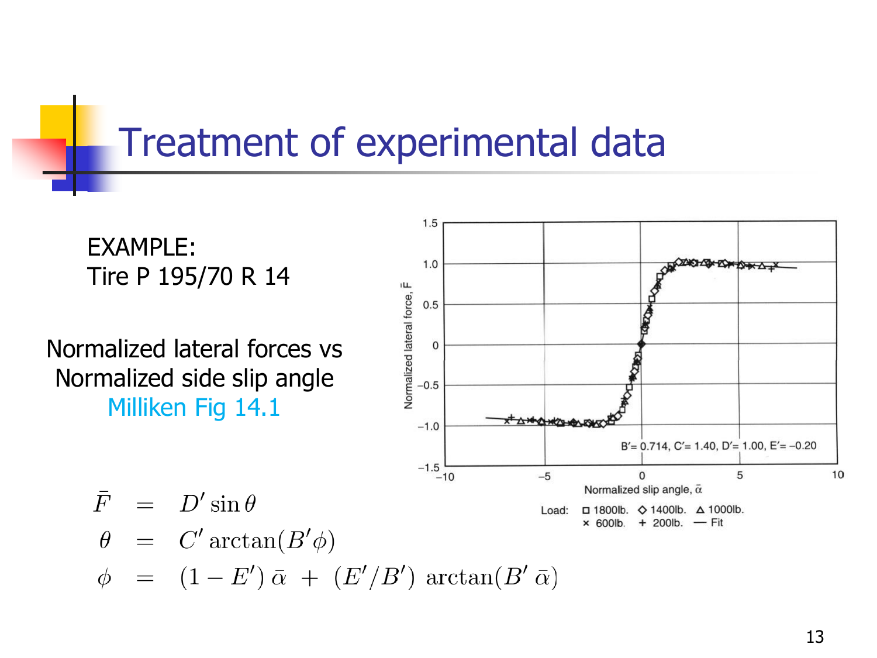# Treatment of experimental data

EXAMPLE:
Tire P 195/70 R 14

Normalized lateral forces vs Normalized side slip angle
Milliken Fig 14.1

$$
\begin{aligned}
\bar{F} &= D' \sin\theta \\
\theta &= C' \arctan(B'\phi) \\
\phi &= (1 - E')\,\bar{\alpha} \;+\; (E'/B')\,\arctan(B'\,\bar{\alpha})
\end{aligned}
$$

$B' = 0.714$, $C' = 1.40$, $D' = 1.00$, $E' = -0.20$

Load: □ 1800lb. ◇ 1400lb. △ 1000lb. × 600lb. + 200lb. — Fit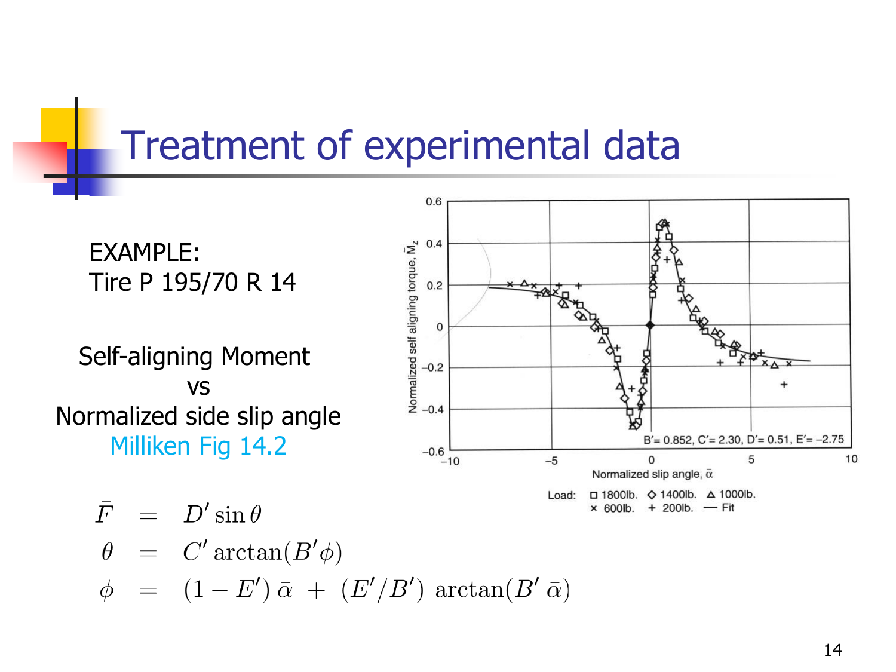# Treatment of experimental data

EXAMPLE:
Tire P 195/70 R 14

Self-aligning Moment
vs
Normalized side slip angle
Milliken Fig 14.2

$$
\begin{aligned}
\bar{F} &= D' \sin \theta \\
\theta &= C' \arctan(B' \phi) \\
\phi &= (1 - E')\,\bar{\alpha} \;+\; (E'/B')\;\arctan(B'\,\bar{\alpha})
\end{aligned}
$$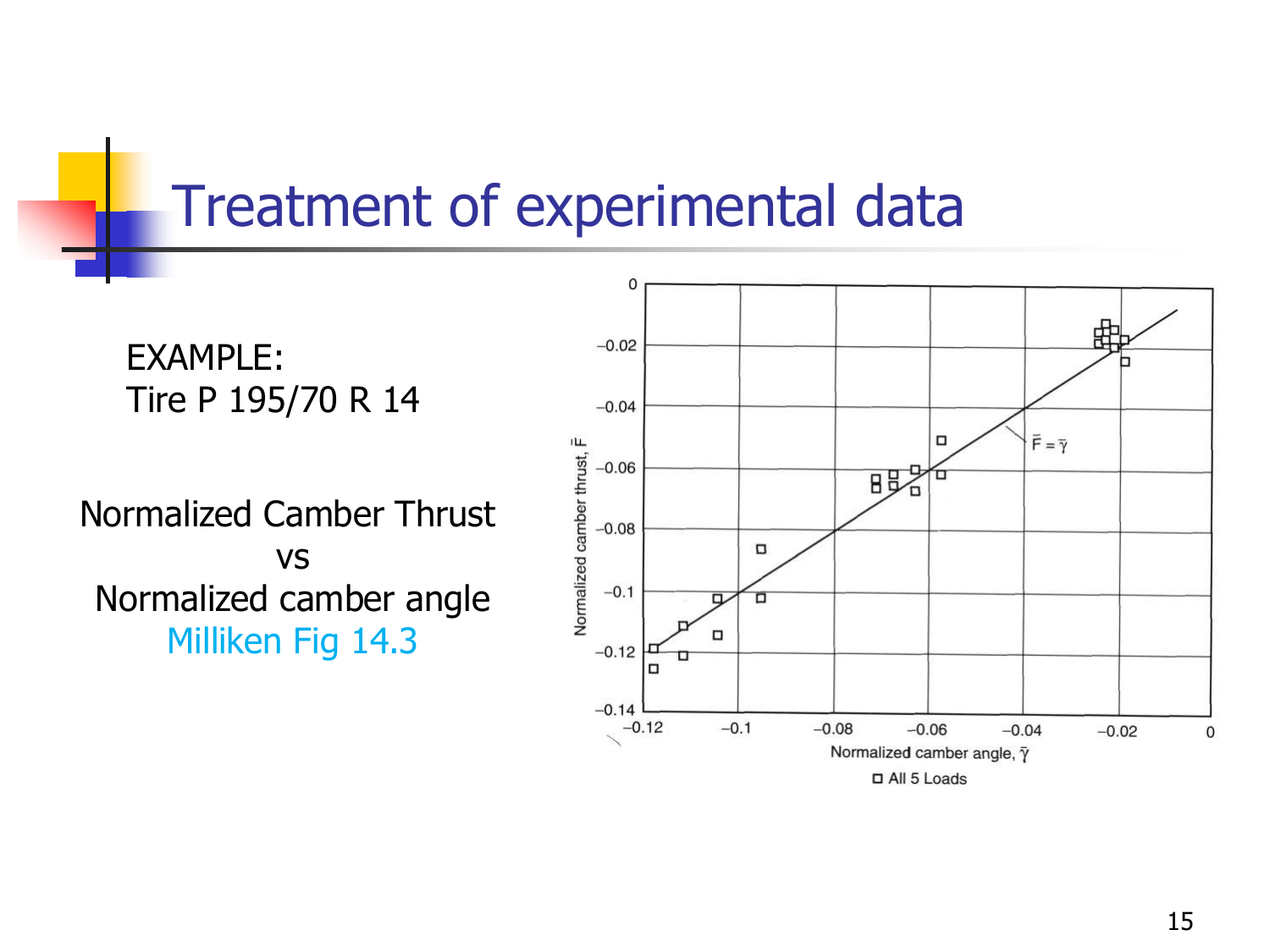# Treatment of experimental data

EXAMPLE:
Tire P 195/70 R 14

Normalized Camber Thrust
vs
Normalized camber angle
Milliken Fig 14.3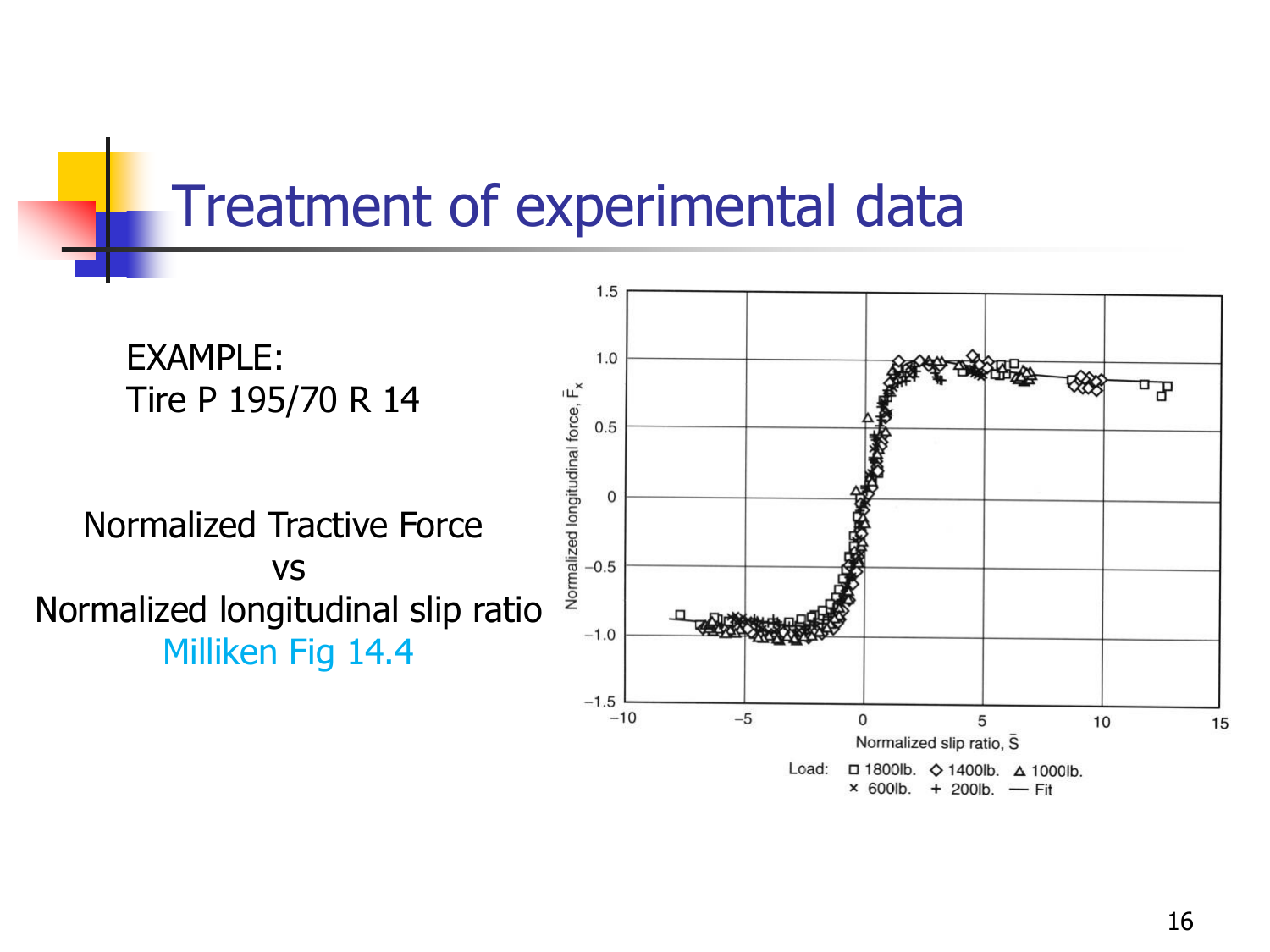# Treatment of experimental data

EXAMPLE:
Tire P 195/70 R 14

Normalized Tractive Force
vs
Normalized longitudinal slip ratio
Milliken Fig 14.4

Normalized longitudinal force, $\bar{F}_x$

1.5
1.0
0.5
0
−0.5
−1.0
−1.5

−10
−5
0
5
10
15

Normalized slip ratio, $\bar{S}$

Load: □ 1800lb. ◇ 1400lb. △ 1000lb. × 600lb. + 200lb. — Fit